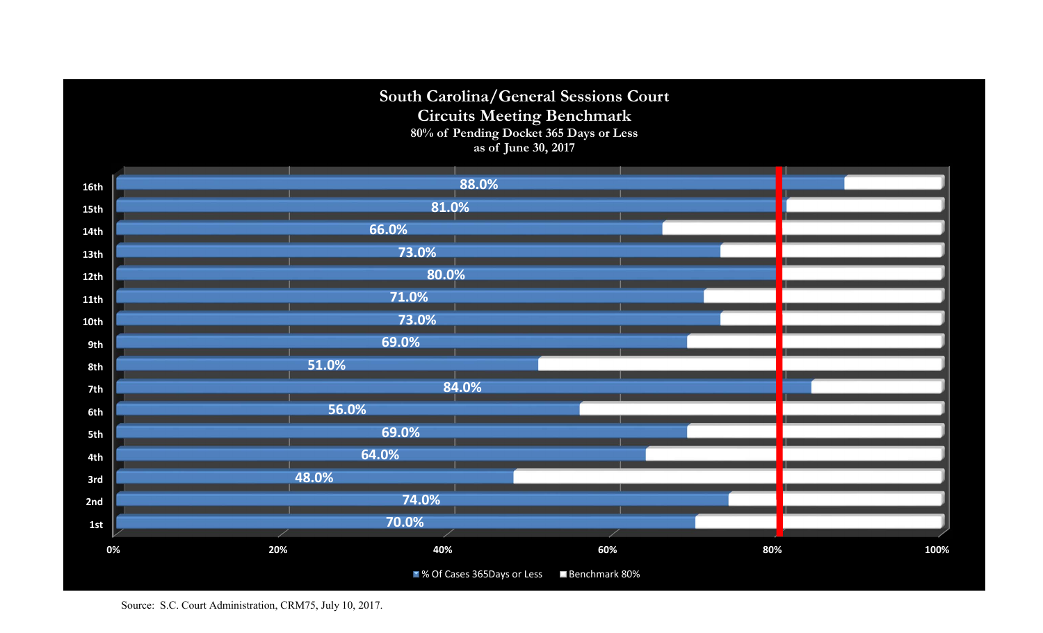# South Carolina/General Sessions Court
## Circuits Meeting Benchmark

80% of Pending Docket 365 Days or Less
as of June 30, 2017

| Circuit | % Of Cases 365Days or Less |
|---|---|
| 16th | 88.0% |
| 15th | 81.0% |
| 14th | 66.0% |
| 13th | 73.0% |
| 12th | 80.0% |
| 11th | 71.0% |
| 10th | 73.0% |
| 9th | 69.0% |
| 8th | 51.0% |
| 7th | 84.0% |
| 6th | 56.0% |
| 5th | 69.0% |
| 4th | 64.0% |
| 3rd | 48.0% |
| 2nd | 74.0% |
| 1st | 70.0% |

Axis: 0% 20% 40% 60% 80% 100%

Legend: % Of Cases 365Days or Less; Benchmark 80%

Source: S.C. Court Administration, CRM75, July 10, 2017.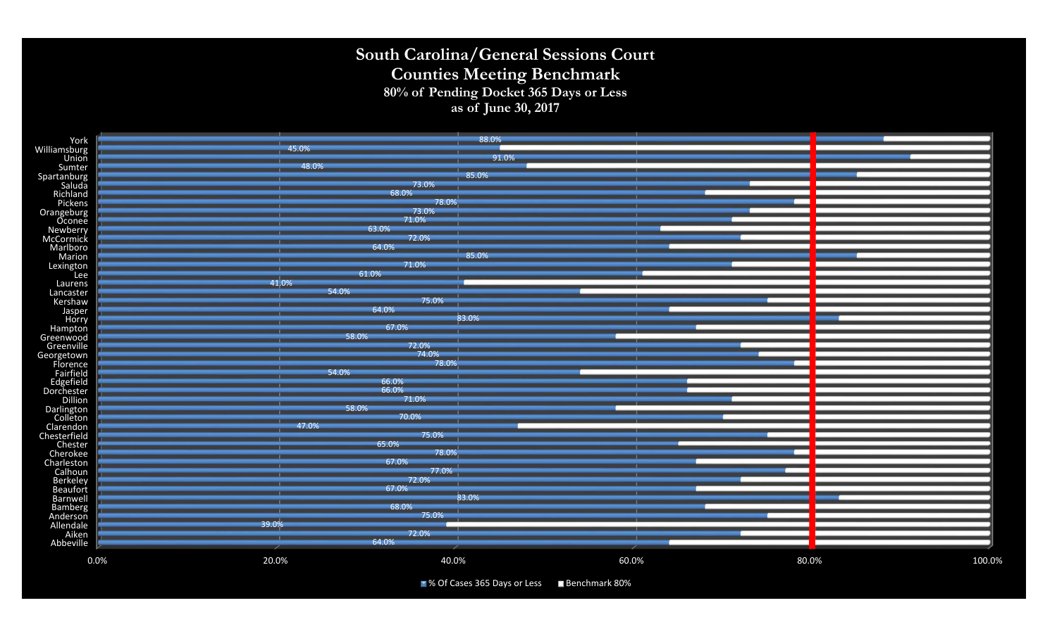# South Carolina/General Sessions Court
# Counties Meeting Benchmark
### 80% of Pending Docket 365 Days or Less
### as of June 30, 2017

York 88.0%
Williamsburg 45.0%
Union 91.0%
Sumter 48.0%
Spartanburg 85.0%
Saluda 73.0%
Richland 68.0%
Pickens 78.0%
Orangeburg 73.0%
Oconee 71.0%
Newberry 63.0%
McCormick 72.0%
Marlboro 64.0%
Marion 85.0%
Lexington 71.0%
Lee 61.0%
Laurens 41.0%
Lancaster 54.0%
Kershaw 75.0%
Jasper 64.0%
Horry 83.0%
Hampton 67.0%
Greenwood 58.0%
Greenville 72.0%
Georgetown 74.0%
Florence 78.0%
Fairfield 54.0%
Edgefield 66.0%
Dorchester 66.0%
Dillion 71.0%
Darlington 58.0%
Colleton 70.0%
Clarendon 47.0%
Chesterfield 75.0%
Chester 65.0%
Cherokee 78.0%
Charleston 67.0%
Calhoun 77.0%
Berkeley 72.0%
Beaufort 67.0%
Barnwell 83.0%
Bamberg 68.0%
Anderson 75.0%
Allendale 39.0%
Aiken 72.0%
Abbeville 64.0%

0.0% 20.0% 40.0% 60.0% 80.0% 100.0%

% Of Cases 365 Days or Less
Benchmark 80%